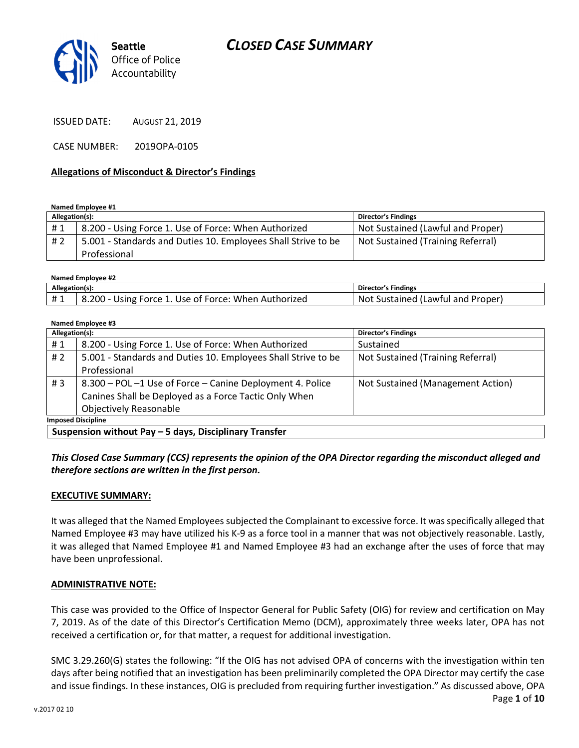# CLOSED CASE SUMMARY

Seattle Office of Police Accountability

ISSUED DATE: AUGUST 21, 2019

CASE NUMBER: 2019OPA-0105

**Allegations of Misconduct & Director's Findings**

**Named Employee #1**

| Allegation(s): | | Director's Findings |
|---|---|---|
| # 1 | 8.200 - Using Force 1. Use of Force: When Authorized | Not Sustained (Lawful and Proper) |
| # 2 | 5.001 - Standards and Duties 10. Employees Shall Strive to be Professional | Not Sustained (Training Referral) |

**Named Employee #2**

| Allegation(s): | | Director's Findings |
|---|---|---|
| # 1 | 8.200 - Using Force 1. Use of Force: When Authorized | Not Sustained (Lawful and Proper) |

**Named Employee #3**

| Allegation(s): | | Director's Findings |
|---|---|---|
| # 1 | 8.200 - Using Force 1. Use of Force: When Authorized | Sustained |
| # 2 | 5.001 - Standards and Duties 10. Employees Shall Strive to be Professional | Not Sustained (Training Referral) |
| # 3 | 8.300 – POL –1 Use of Force – Canine Deployment 4. Police Canines Shall be Deployed as a Force Tactic Only When Objectively Reasonable | Not Sustained (Management Action) |
| **Imposed Discipline** | | |
| **Suspension without Pay – 5 days, Disciplinary Transfer** | | |

***This Closed Case Summary (CCS) represents the opinion of the OPA Director regarding the misconduct alleged and therefore sections are written in the first person.***

**EXECUTIVE SUMMARY:**

It was alleged that the Named Employees subjected the Complainant to excessive force. It was specifically alleged that Named Employee #3 may have utilized his K-9 as a force tool in a manner that was not objectively reasonable. Lastly, it was alleged that Named Employee #1 and Named Employee #3 had an exchange after the uses of force that may have been unprofessional.

**ADMINISTRATIVE NOTE:**

This case was provided to the Office of Inspector General for Public Safety (OIG) for review and certification on May 7, 2019. As of the date of this Director's Certification Memo (DCM), approximately three weeks later, OPA has not received a certification or, for that matter, a request for additional investigation.

SMC 3.29.260(G) states the following: "If the OIG has not advised OPA of concerns with the investigation within ten days after being notified that an investigation has been preliminarily completed the OPA Director may certify the case and issue findings. In these instances, OIG is precluded from requiring further investigation." As discussed above, OPA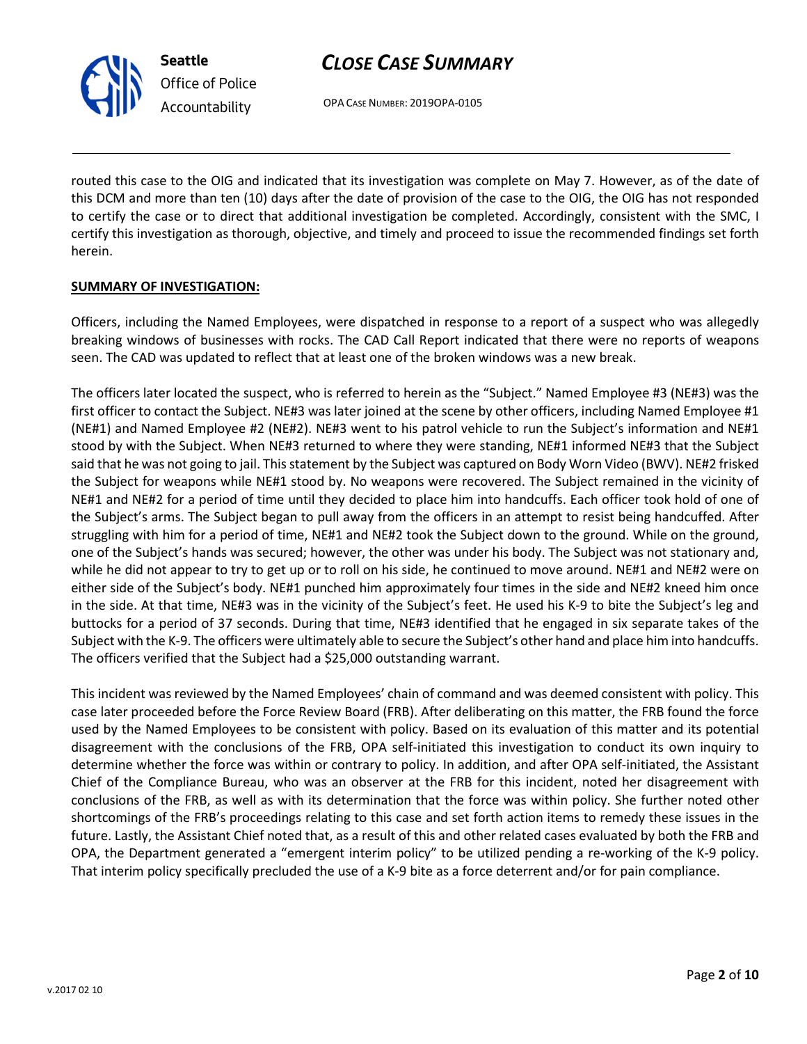routed this case to the OIG and indicated that its investigation was complete on May 7. However, as of the date of this DCM and more than ten (10) days after the date of provision of the case to the OIG, the OIG has not responded to certify the case or to direct that additional investigation be completed. Accordingly, consistent with the SMC, I certify this investigation as thorough, objective, and timely and proceed to issue the recommended findings set forth herein.

**SUMMARY OF INVESTIGATION:**

Officers, including the Named Employees, were dispatched in response to a report of a suspect who was allegedly breaking windows of businesses with rocks. The CAD Call Report indicated that there were no reports of weapons seen. The CAD was updated to reflect that at least one of the broken windows was a new break.

The officers later located the suspect, who is referred to herein as the "Subject." Named Employee #3 (NE#3) was the first officer to contact the Subject. NE#3 was later joined at the scene by other officers, including Named Employee #1 (NE#1) and Named Employee #2 (NE#2). NE#3 went to his patrol vehicle to run the Subject's information and NE#1 stood by with the Subject. When NE#3 returned to where they were standing, NE#1 informed NE#3 that the Subject said that he was not going to jail. This statement by the Subject was captured on Body Worn Video (BWV). NE#2 frisked the Subject for weapons while NE#1 stood by. No weapons were recovered. The Subject remained in the vicinity of NE#1 and NE#2 for a period of time until they decided to place him into handcuffs. Each officer took hold of one of the Subject's arms. The Subject began to pull away from the officers in an attempt to resist being handcuffed. After struggling with him for a period of time, NE#1 and NE#2 took the Subject down to the ground. While on the ground, one of the Subject's hands was secured; however, the other was under his body. The Subject was not stationary and, while he did not appear to try to get up or to roll on his side, he continued to move around. NE#1 and NE#2 were on either side of the Subject's body. NE#1 punched him approximately four times in the side and NE#2 kneed him once in the side. At that time, NE#3 was in the vicinity of the Subject's feet. He used his K-9 to bite the Subject's leg and buttocks for a period of 37 seconds. During that time, NE#3 identified that he engaged in six separate takes of the Subject with the K-9. The officers were ultimately able to secure the Subject's other hand and place him into handcuffs. The officers verified that the Subject had a $25,000 outstanding warrant.

This incident was reviewed by the Named Employees' chain of command and was deemed consistent with policy. This case later proceeded before the Force Review Board (FRB). After deliberating on this matter, the FRB found the force used by the Named Employees to be consistent with policy. Based on its evaluation of this matter and its potential disagreement with the conclusions of the FRB, OPA self-initiated this investigation to conduct its own inquiry to determine whether the force was within or contrary to policy. In addition, and after OPA self-initiated, the Assistant Chief of the Compliance Bureau, who was an observer at the FRB for this incident, noted her disagreement with conclusions of the FRB, as well as with its determination that the force was within policy. She further noted other shortcomings of the FRB's proceedings relating to this case and set forth action items to remedy these issues in the future. Lastly, the Assistant Chief noted that, as a result of this and other related cases evaluated by both the FRB and OPA, the Department generated a "emergent interim policy" to be utilized pending a re-working of the K-9 policy. That interim policy specifically precluded the use of a K-9 bite as a force deterrent and/or for pain compliance.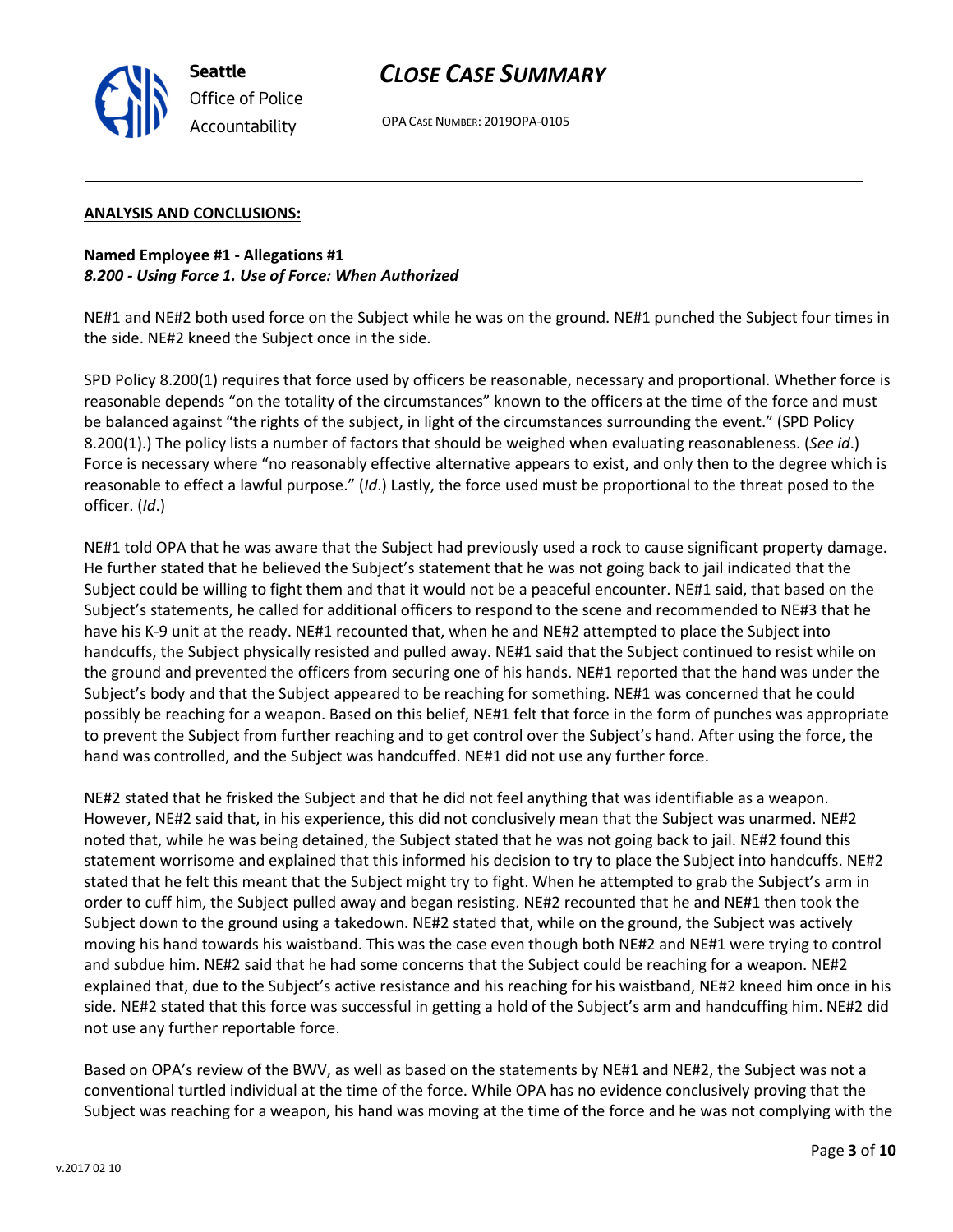## ANALYSIS AND CONCLUSIONS:

**Named Employee #1 - Allegations #1**
***8.200 - Using Force 1. Use of Force: When Authorized***

NE#1 and NE#2 both used force on the Subject while he was on the ground. NE#1 punched the Subject four times in the side. NE#2 kneed the Subject once in the side.

SPD Policy 8.200(1) requires that force used by officers be reasonable, necessary and proportional. Whether force is reasonable depends "on the totality of the circumstances" known to the officers at the time of the force and must be balanced against "the rights of the subject, in light of the circumstances surrounding the event." (SPD Policy 8.200(1).) The policy lists a number of factors that should be weighed when evaluating reasonableness. (*See id*.) Force is necessary where "no reasonably effective alternative appears to exist, and only then to the degree which is reasonable to effect a lawful purpose." (*Id*.) Lastly, the force used must be proportional to the threat posed to the officer. (*Id*.)

NE#1 told OPA that he was aware that the Subject had previously used a rock to cause significant property damage. He further stated that he believed the Subject's statement that he was not going back to jail indicated that the Subject could be willing to fight them and that it would not be a peaceful encounter. NE#1 said, that based on the Subject's statements, he called for additional officers to respond to the scene and recommended to NE#3 that he have his K-9 unit at the ready. NE#1 recounted that, when he and NE#2 attempted to place the Subject into handcuffs, the Subject physically resisted and pulled away. NE#1 said that the Subject continued to resist while on the ground and prevented the officers from securing one of his hands. NE#1 reported that the hand was under the Subject's body and that the Subject appeared to be reaching for something. NE#1 was concerned that he could possibly be reaching for a weapon. Based on this belief, NE#1 felt that force in the form of punches was appropriate to prevent the Subject from further reaching and to get control over the Subject's hand. After using the force, the hand was controlled, and the Subject was handcuffed. NE#1 did not use any further force.

NE#2 stated that he frisked the Subject and that he did not feel anything that was identifiable as a weapon. However, NE#2 said that, in his experience, this did not conclusively mean that the Subject was unarmed. NE#2 noted that, while he was being detained, the Subject stated that he was not going back to jail. NE#2 found this statement worrisome and explained that this informed his decision to try to place the Subject into handcuffs. NE#2 stated that he felt this meant that the Subject might try to fight. When he attempted to grab the Subject's arm in order to cuff him, the Subject pulled away and began resisting. NE#2 recounted that he and NE#1 then took the Subject down to the ground using a takedown. NE#2 stated that, while on the ground, the Subject was actively moving his hand towards his waistband. This was the case even though both NE#2 and NE#1 were trying to control and subdue him. NE#2 said that he had some concerns that the Subject could be reaching for a weapon. NE#2 explained that, due to the Subject's active resistance and his reaching for his waistband, NE#2 kneed him once in his side. NE#2 stated that this force was successful in getting a hold of the Subject's arm and handcuffing him. NE#2 did not use any further reportable force.

Based on OPA's review of the BWV, as well as based on the statements by NE#1 and NE#2, the Subject was not a conventional turtled individual at the time of the force. While OPA has no evidence conclusively proving that the Subject was reaching for a weapon, his hand was moving at the time of the force and he was not complying with the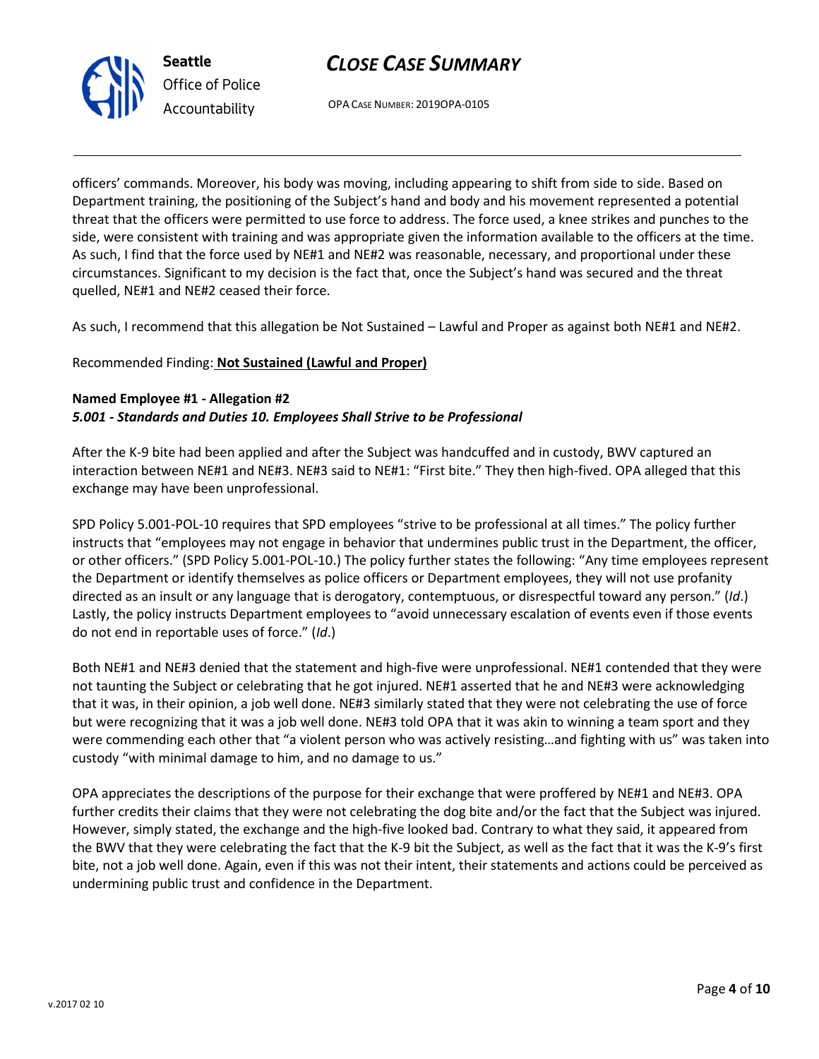officers' commands. Moreover, his body was moving, including appearing to shift from side to side. Based on Department training, the positioning of the Subject's hand and body and his movement represented a potential threat that the officers were permitted to use force to address. The force used, a knee strikes and punches to the side, were consistent with training and was appropriate given the information available to the officers at the time. As such, I find that the force used by NE#1 and NE#2 was reasonable, necessary, and proportional under these circumstances. Significant to my decision is the fact that, once the Subject's hand was secured and the threat quelled, NE#1 and NE#2 ceased their force.

As such, I recommend that this allegation be Not Sustained – Lawful and Proper as against both NE#1 and NE#2.

Recommended Finding: **Not Sustained (Lawful and Proper)**

**Named Employee #1 - Allegation #2**
***5.001 - Standards and Duties 10. Employees Shall Strive to be Professional***

After the K-9 bite had been applied and after the Subject was handcuffed and in custody, BWV captured an interaction between NE#1 and NE#3. NE#3 said to NE#1: "First bite." They then high-fived. OPA alleged that this exchange may have been unprofessional.

SPD Policy 5.001-POL-10 requires that SPD employees "strive to be professional at all times." The policy further instructs that "employees may not engage in behavior that undermines public trust in the Department, the officer, or other officers." (SPD Policy 5.001-POL-10.) The policy further states the following: "Any time employees represent the Department or identify themselves as police officers or Department employees, they will not use profanity directed as an insult or any language that is derogatory, contemptuous, or disrespectful toward any person." (*Id*.) Lastly, the policy instructs Department employees to "avoid unnecessary escalation of events even if those events do not end in reportable uses of force." (*Id*.)

Both NE#1 and NE#3 denied that the statement and high-five were unprofessional. NE#1 contended that they were not taunting the Subject or celebrating that he got injured. NE#1 asserted that he and NE#3 were acknowledging that it was, in their opinion, a job well done. NE#3 similarly stated that they were not celebrating the use of force but were recognizing that it was a job well done. NE#3 told OPA that it was akin to winning a team sport and they were commending each other that "a violent person who was actively resisting…and fighting with us" was taken into custody "with minimal damage to him, and no damage to us."

OPA appreciates the descriptions of the purpose for their exchange that were proffered by NE#1 and NE#3. OPA further credits their claims that they were not celebrating the dog bite and/or the fact that the Subject was injured. However, simply stated, the exchange and the high-five looked bad. Contrary to what they said, it appeared from the BWV that they were celebrating the fact that the K-9 bit the Subject, as well as the fact that it was the K-9's first bite, not a job well done. Again, even if this was not their intent, their statements and actions could be perceived as undermining public trust and confidence in the Department.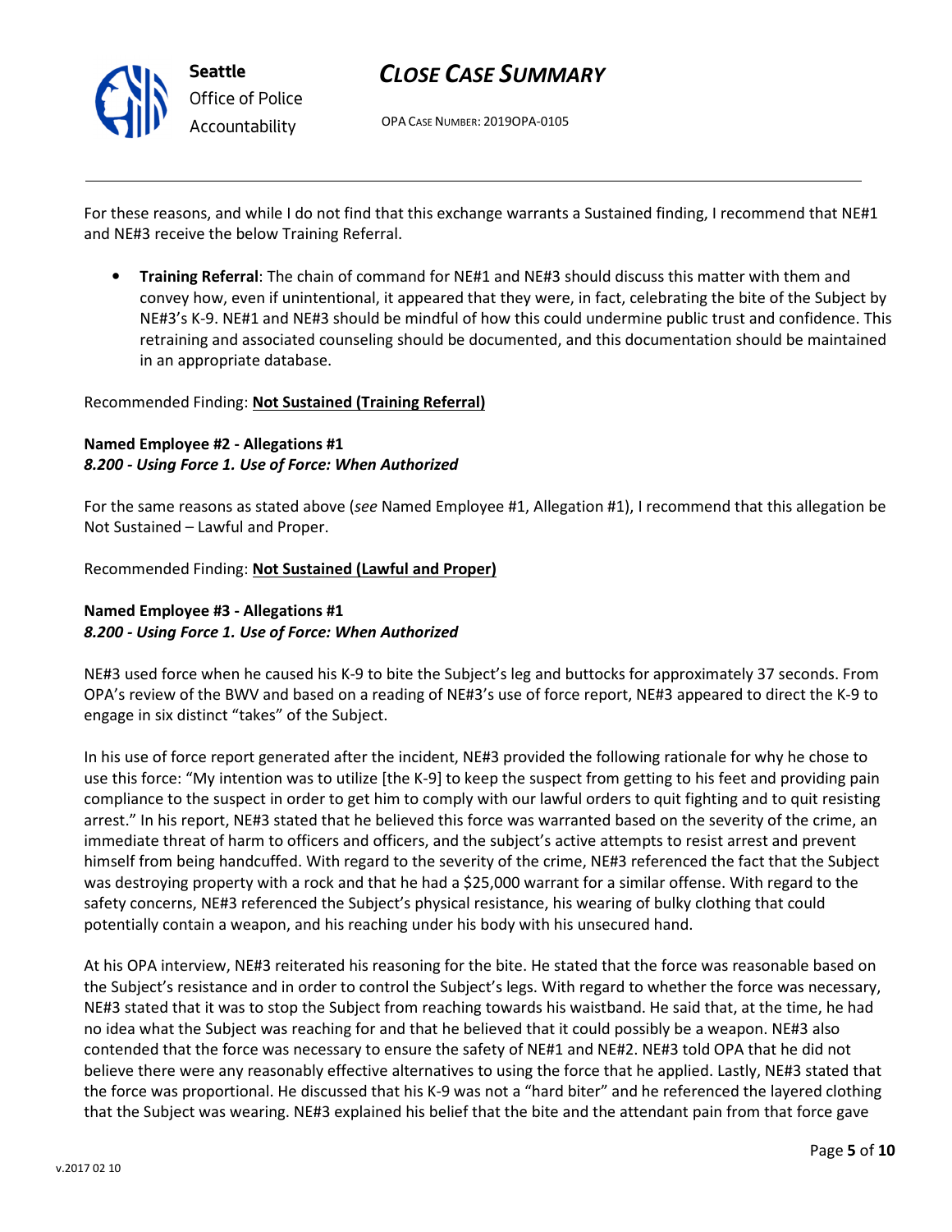For these reasons, and while I do not find that this exchange warrants a Sustained finding, I recommend that NE#1 and NE#3 receive the below Training Referral.

- **Training Referral**: The chain of command for NE#1 and NE#3 should discuss this matter with them and convey how, even if unintentional, it appeared that they were, in fact, celebrating the bite of the Subject by NE#3's K-9. NE#1 and NE#3 should be mindful of how this could undermine public trust and confidence. This retraining and associated counseling should be documented, and this documentation should be maintained in an appropriate database.

Recommended Finding: **Not Sustained (Training Referral)**

**Named Employee #2 - Allegations #1**
***8.200 - Using Force 1. Use of Force: When Authorized***

For the same reasons as stated above (*see* Named Employee #1, Allegation #1), I recommend that this allegation be Not Sustained – Lawful and Proper.

Recommended Finding: **Not Sustained (Lawful and Proper)**

**Named Employee #3 - Allegations #1**
***8.200 - Using Force 1. Use of Force: When Authorized***

NE#3 used force when he caused his K-9 to bite the Subject's leg and buttocks for approximately 37 seconds. From OPA's review of the BWV and based on a reading of NE#3's use of force report, NE#3 appeared to direct the K-9 to engage in six distinct "takes" of the Subject.

In his use of force report generated after the incident, NE#3 provided the following rationale for why he chose to use this force: "My intention was to utilize [the K-9] to keep the suspect from getting to his feet and providing pain compliance to the suspect in order to get him to comply with our lawful orders to quit fighting and to quit resisting arrest." In his report, NE#3 stated that he believed this force was warranted based on the severity of the crime, an immediate threat of harm to officers and officers, and the subject's active attempts to resist arrest and prevent himself from being handcuffed. With regard to the severity of the crime, NE#3 referenced the fact that the Subject was destroying property with a rock and that he had a $25,000 warrant for a similar offense. With regard to the safety concerns, NE#3 referenced the Subject's physical resistance, his wearing of bulky clothing that could potentially contain a weapon, and his reaching under his body with his unsecured hand.

At his OPA interview, NE#3 reiterated his reasoning for the bite. He stated that the force was reasonable based on the Subject's resistance and in order to control the Subject's legs. With regard to whether the force was necessary, NE#3 stated that it was to stop the Subject from reaching towards his waistband. He said that, at the time, he had no idea what the Subject was reaching for and that he believed that it could possibly be a weapon. NE#3 also contended that the force was necessary to ensure the safety of NE#1 and NE#2. NE#3 told OPA that he did not believe there were any reasonably effective alternatives to using the force that he applied. Lastly, NE#3 stated that the force was proportional. He discussed that his K-9 was not a "hard biter" and he referenced the layered clothing that the Subject was wearing. NE#3 explained his belief that the bite and the attendant pain from that force gave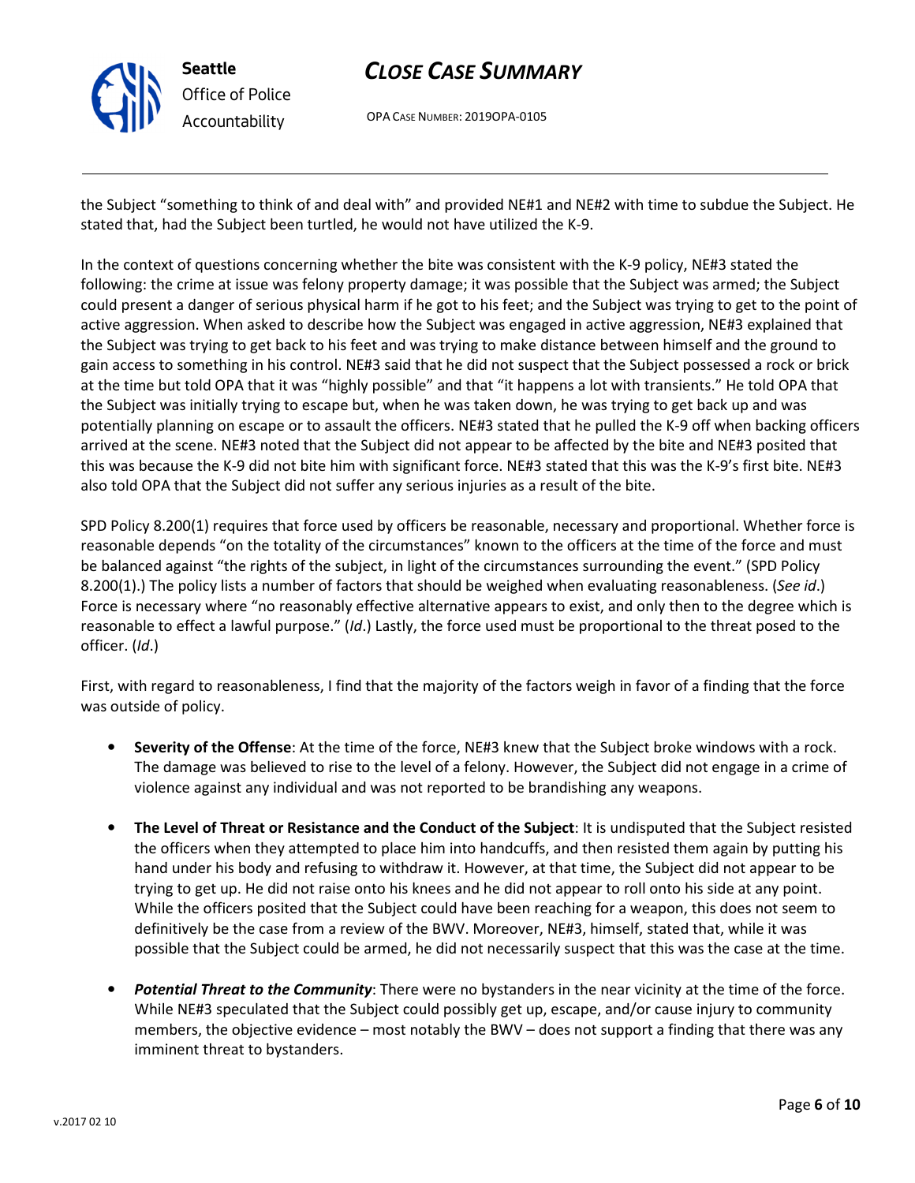the Subject "something to think of and deal with" and provided NE#1 and NE#2 with time to subdue the Subject. He stated that, had the Subject been turtled, he would not have utilized the K-9.

In the context of questions concerning whether the bite was consistent with the K-9 policy, NE#3 stated the following: the crime at issue was felony property damage; it was possible that the Subject was armed; the Subject could present a danger of serious physical harm if he got to his feet; and the Subject was trying to get to the point of active aggression. When asked to describe how the Subject was engaged in active aggression, NE#3 explained that the Subject was trying to get back to his feet and was trying to make distance between himself and the ground to gain access to something in his control. NE#3 said that he did not suspect that the Subject possessed a rock or brick at the time but told OPA that it was "highly possible" and that "it happens a lot with transients." He told OPA that the Subject was initially trying to escape but, when he was taken down, he was trying to get back up and was potentially planning on escape or to assault the officers. NE#3 stated that he pulled the K-9 off when backing officers arrived at the scene. NE#3 noted that the Subject did not appear to be affected by the bite and NE#3 posited that this was because the K-9 did not bite him with significant force. NE#3 stated that this was the K-9's first bite. NE#3 also told OPA that the Subject did not suffer any serious injuries as a result of the bite.

SPD Policy 8.200(1) requires that force used by officers be reasonable, necessary and proportional. Whether force is reasonable depends "on the totality of the circumstances" known to the officers at the time of the force and must be balanced against "the rights of the subject, in light of the circumstances surrounding the event." (SPD Policy 8.200(1).) The policy lists a number of factors that should be weighed when evaluating reasonableness. (*See id*.) Force is necessary where "no reasonably effective alternative appears to exist, and only then to the degree which is reasonable to effect a lawful purpose." (*Id*.) Lastly, the force used must be proportional to the threat posed to the officer. (*Id*.)

First, with regard to reasonableness, I find that the majority of the factors weigh in favor of a finding that the force was outside of policy.

- **Severity of the Offense**: At the time of the force, NE#3 knew that the Subject broke windows with a rock. The damage was believed to rise to the level of a felony. However, the Subject did not engage in a crime of violence against any individual and was not reported to be brandishing any weapons.

- **The Level of Threat or Resistance and the Conduct of the Subject**: It is undisputed that the Subject resisted the officers when they attempted to place him into handcuffs, and then resisted them again by putting his hand under his body and refusing to withdraw it. However, at that time, the Subject did not appear to be trying to get up. He did not raise onto his knees and he did not appear to roll onto his side at any point. While the officers posited that the Subject could have been reaching for a weapon, this does not seem to definitively be the case from a review of the BWV. Moreover, NE#3, himself, stated that, while it was possible that the Subject could be armed, he did not necessarily suspect that this was the case at the time.

- ***Potential Threat to the Community***: There were no bystanders in the near vicinity at the time of the force. While NE#3 speculated that the Subject could possibly get up, escape, and/or cause injury to community members, the objective evidence – most notably the BWV – does not support a finding that there was any imminent threat to bystanders.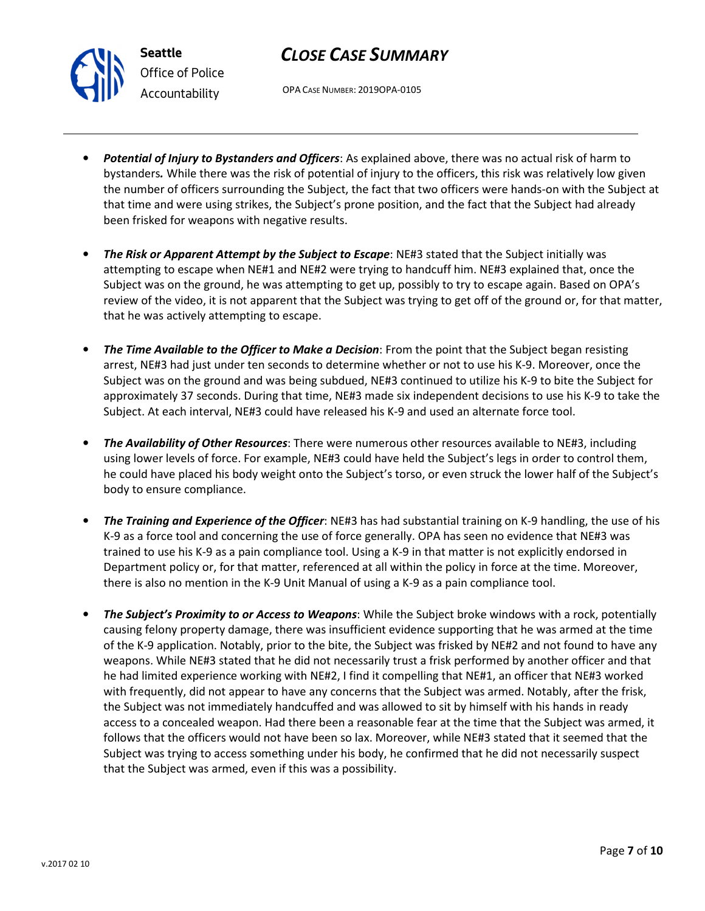- ***Potential of Injury to Bystanders and Officers***: As explained above, there was no actual risk of harm to bystanders*.* While there was the risk of potential of injury to the officers, this risk was relatively low given the number of officers surrounding the Subject, the fact that two officers were hands-on with the Subject at that time and were using strikes, the Subject's prone position, and the fact that the Subject had already been frisked for weapons with negative results.

- ***The Risk or Apparent Attempt by the Subject to Escape***: NE#3 stated that the Subject initially was attempting to escape when NE#1 and NE#2 were trying to handcuff him. NE#3 explained that, once the Subject was on the ground, he was attempting to get up, possibly to try to escape again. Based on OPA's review of the video, it is not apparent that the Subject was trying to get off of the ground or, for that matter, that he was actively attempting to escape.

- ***The Time Available to the Officer to Make a Decision***: From the point that the Subject began resisting arrest, NE#3 had just under ten seconds to determine whether or not to use his K-9. Moreover, once the Subject was on the ground and was being subdued, NE#3 continued to utilize his K-9 to bite the Subject for approximately 37 seconds. During that time, NE#3 made six independent decisions to use his K-9 to take the Subject. At each interval, NE#3 could have released his K-9 and used an alternate force tool.

- ***The Availability of Other Resources***: There were numerous other resources available to NE#3, including using lower levels of force. For example, NE#3 could have held the Subject's legs in order to control them, he could have placed his body weight onto the Subject's torso, or even struck the lower half of the Subject's body to ensure compliance.

- ***The Training and Experience of the Officer***: NE#3 has had substantial training on K-9 handling, the use of his K-9 as a force tool and concerning the use of force generally. OPA has seen no evidence that NE#3 was trained to use his K-9 as a pain compliance tool. Using a K-9 in that matter is not explicitly endorsed in Department policy or, for that matter, referenced at all within the policy in force at the time. Moreover, there is also no mention in the K-9 Unit Manual of using a K-9 as a pain compliance tool.

- ***The Subject's Proximity to or Access to Weapons***: While the Subject broke windows with a rock, potentially causing felony property damage, there was insufficient evidence supporting that he was armed at the time of the K-9 application. Notably, prior to the bite, the Subject was frisked by NE#2 and not found to have any weapons. While NE#3 stated that he did not necessarily trust a frisk performed by another officer and that he had limited experience working with NE#2, I find it compelling that NE#1, an officer that NE#3 worked with frequently, did not appear to have any concerns that the Subject was armed. Notably, after the frisk, the Subject was not immediately handcuffed and was allowed to sit by himself with his hands in ready access to a concealed weapon. Had there been a reasonable fear at the time that the Subject was armed, it follows that the officers would not have been so lax. Moreover, while NE#3 stated that it seemed that the Subject was trying to access something under his body, he confirmed that he did not necessarily suspect that the Subject was armed, even if this was a possibility.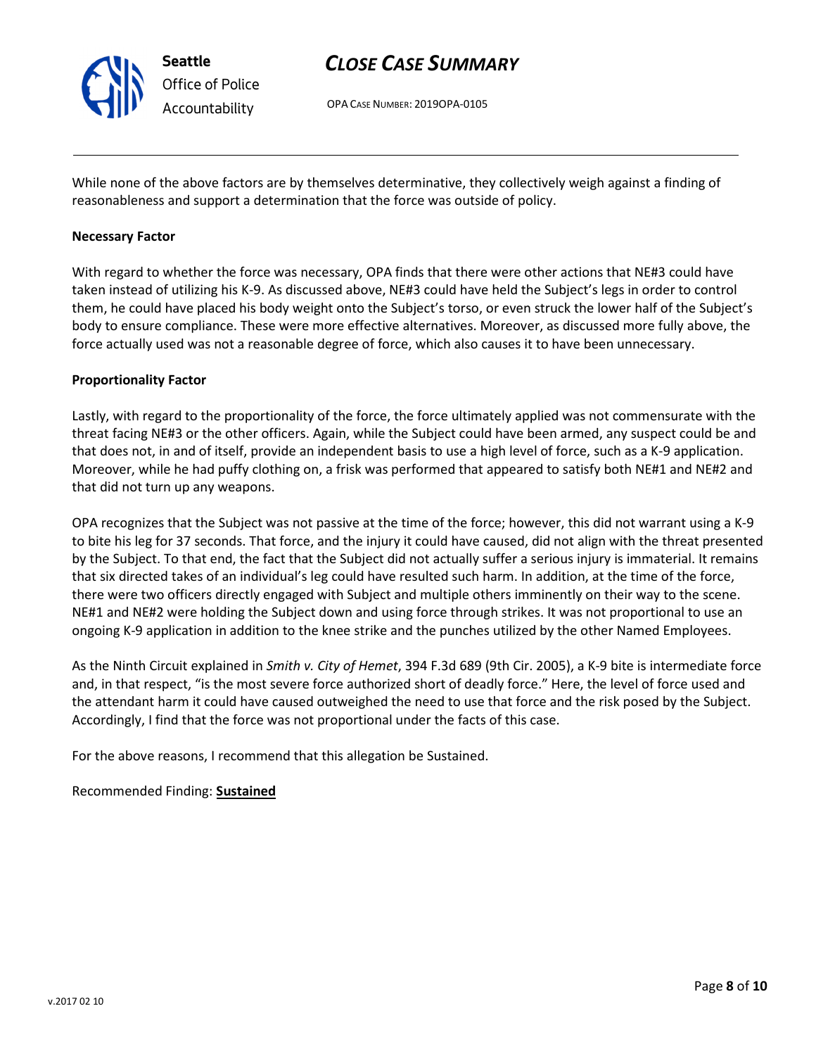While none of the above factors are by themselves determinative, they collectively weigh against a finding of reasonableness and support a determination that the force was outside of policy.

**Necessary Factor**

With regard to whether the force was necessary, OPA finds that there were other actions that NE#3 could have taken instead of utilizing his K-9. As discussed above, NE#3 could have held the Subject's legs in order to control them, he could have placed his body weight onto the Subject's torso, or even struck the lower half of the Subject's body to ensure compliance. These were more effective alternatives. Moreover, as discussed more fully above, the force actually used was not a reasonable degree of force, which also causes it to have been unnecessary.

**Proportionality Factor**

Lastly, with regard to the proportionality of the force, the force ultimately applied was not commensurate with the threat facing NE#3 or the other officers. Again, while the Subject could have been armed, any suspect could be and that does not, in and of itself, provide an independent basis to use a high level of force, such as a K-9 application. Moreover, while he had puffy clothing on, a frisk was performed that appeared to satisfy both NE#1 and NE#2 and that did not turn up any weapons.

OPA recognizes that the Subject was not passive at the time of the force; however, this did not warrant using a K-9 to bite his leg for 37 seconds. That force, and the injury it could have caused, did not align with the threat presented by the Subject. To that end, the fact that the Subject did not actually suffer a serious injury is immaterial. It remains that six directed takes of an individual's leg could have resulted such harm. In addition, at the time of the force, there were two officers directly engaged with Subject and multiple others imminently on their way to the scene. NE#1 and NE#2 were holding the Subject down and using force through strikes. It was not proportional to use an ongoing K-9 application in addition to the knee strike and the punches utilized by the other Named Employees.

As the Ninth Circuit explained in *Smith v. City of Hemet*, 394 F.3d 689 (9th Cir. 2005), a K-9 bite is intermediate force and, in that respect, "is the most severe force authorized short of deadly force." Here, the level of force used and the attendant harm it could have caused outweighed the need to use that force and the risk posed by the Subject. Accordingly, I find that the force was not proportional under the facts of this case.

For the above reasons, I recommend that this allegation be Sustained.

Recommended Finding: **Sustained**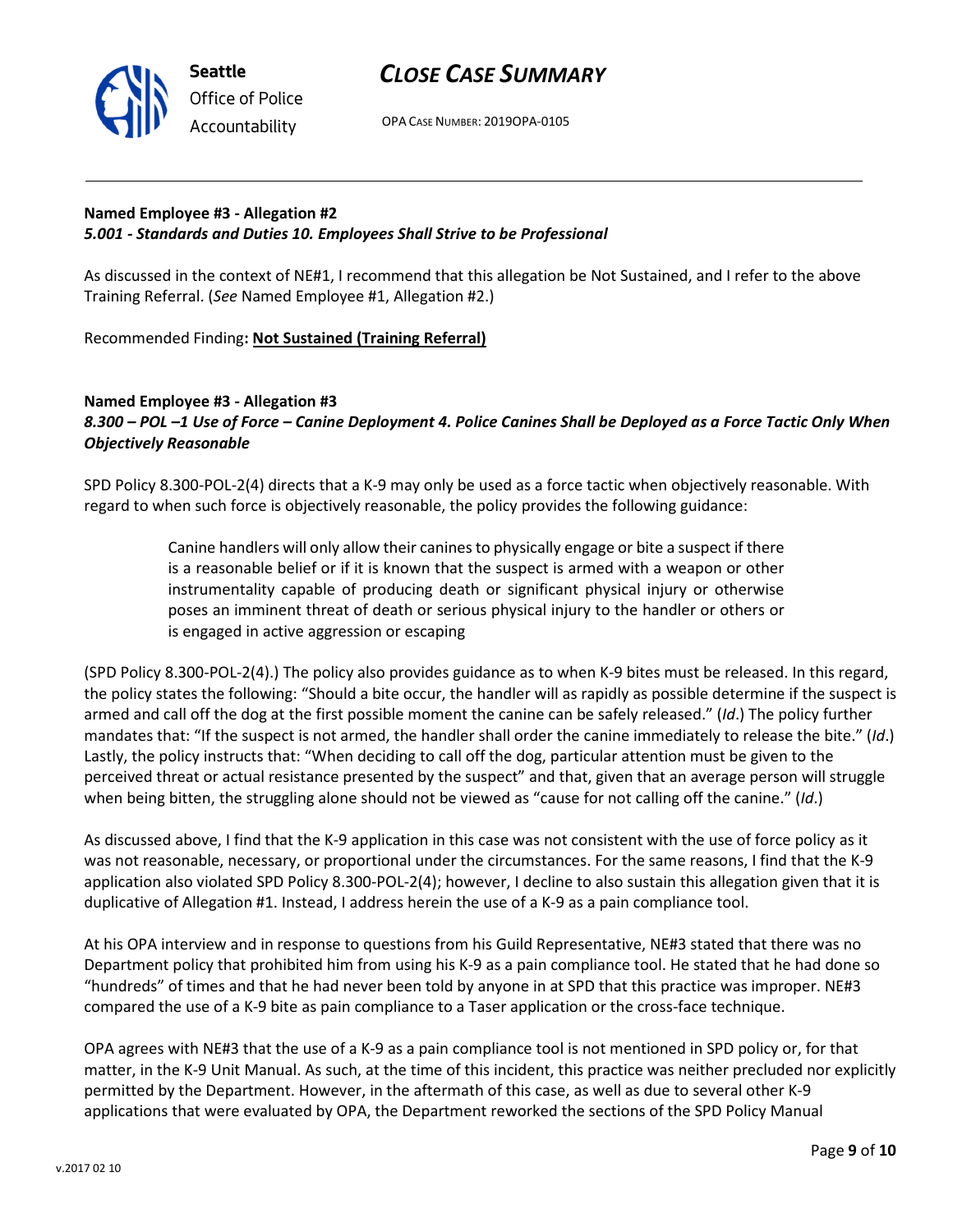**Named Employee #3 - Allegation #2**
***5.001 - Standards and Duties 10. Employees Shall Strive to be Professional***

As discussed in the context of NE#1, I recommend that this allegation be Not Sustained, and I refer to the above Training Referral. (*See* Named Employee #1, Allegation #2.)

Recommended Finding**: Not Sustained (Training Referral)**

**Named Employee #3 - Allegation #3**
***8.300 – POL –1 Use of Force – Canine Deployment 4. Police Canines Shall be Deployed as a Force Tactic Only When Objectively Reasonable***

SPD Policy 8.300-POL-2(4) directs that a K-9 may only be used as a force tactic when objectively reasonable. With regard to when such force is objectively reasonable, the policy provides the following guidance:

> Canine handlers will only allow their canines to physically engage or bite a suspect if there is a reasonable belief or if it is known that the suspect is armed with a weapon or other instrumentality capable of producing death or significant physical injury or otherwise poses an imminent threat of death or serious physical injury to the handler or others or is engaged in active aggression or escaping

(SPD Policy 8.300-POL-2(4).) The policy also provides guidance as to when K-9 bites must be released. In this regard, the policy states the following: "Should a bite occur, the handler will as rapidly as possible determine if the suspect is armed and call off the dog at the first possible moment the canine can be safely released." (*Id*.) The policy further mandates that: "If the suspect is not armed, the handler shall order the canine immediately to release the bite." (*Id*.) Lastly, the policy instructs that: "When deciding to call off the dog, particular attention must be given to the perceived threat or actual resistance presented by the suspect" and that, given that an average person will struggle when being bitten, the struggling alone should not be viewed as "cause for not calling off the canine." (*Id*.)

As discussed above, I find that the K-9 application in this case was not consistent with the use of force policy as it was not reasonable, necessary, or proportional under the circumstances. For the same reasons, I find that the K-9 application also violated SPD Policy 8.300-POL-2(4); however, I decline to also sustain this allegation given that it is duplicative of Allegation #1. Instead, I address herein the use of a K-9 as a pain compliance tool.

At his OPA interview and in response to questions from his Guild Representative, NE#3 stated that there was no Department policy that prohibited him from using his K-9 as a pain compliance tool. He stated that he had done so "hundreds" of times and that he had never been told by anyone in at SPD that this practice was improper. NE#3 compared the use of a K-9 bite as pain compliance to a Taser application or the cross-face technique.

OPA agrees with NE#3 that the use of a K-9 as a pain compliance tool is not mentioned in SPD policy or, for that matter, in the K-9 Unit Manual. As such, at the time of this incident, this practice was neither precluded nor explicitly permitted by the Department. However, in the aftermath of this case, as well as due to several other K-9 applications that were evaluated by OPA, the Department reworked the sections of the SPD Policy Manual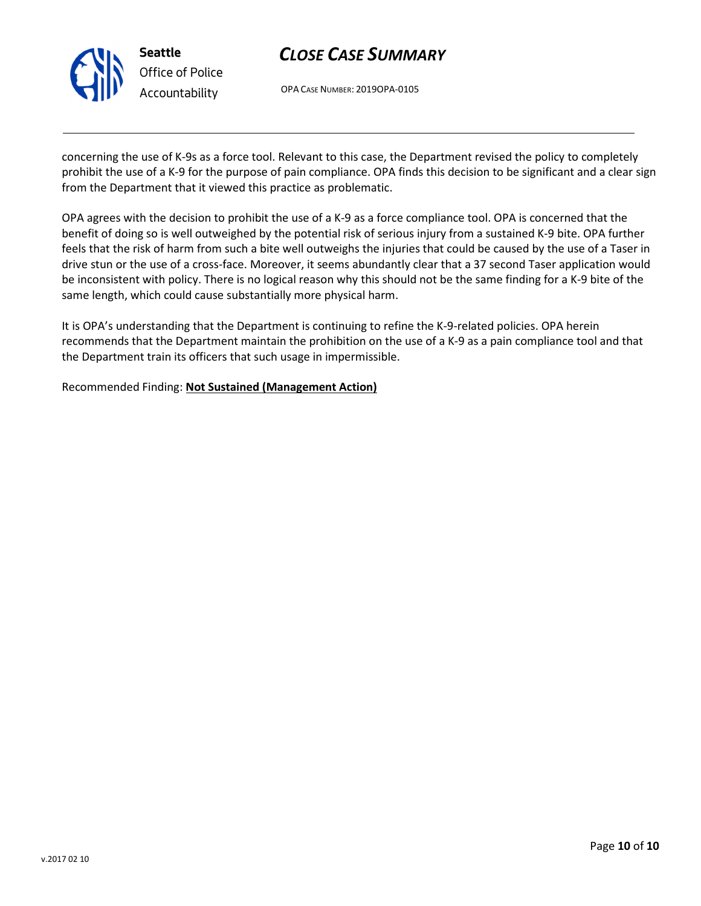concerning the use of K-9s as a force tool. Relevant to this case, the Department revised the policy to completely prohibit the use of a K-9 for the purpose of pain compliance. OPA finds this decision to be significant and a clear sign from the Department that it viewed this practice as problematic.

OPA agrees with the decision to prohibit the use of a K-9 as a force compliance tool. OPA is concerned that the benefit of doing so is well outweighed by the potential risk of serious injury from a sustained K-9 bite. OPA further feels that the risk of harm from such a bite well outweighs the injuries that could be caused by the use of a Taser in drive stun or the use of a cross-face. Moreover, it seems abundantly clear that a 37 second Taser application would be inconsistent with policy. There is no logical reason why this should not be the same finding for a K-9 bite of the same length, which could cause substantially more physical harm.

It is OPA's understanding that the Department is continuing to refine the K-9-related policies. OPA herein recommends that the Department maintain the prohibition on the use of a K-9 as a pain compliance tool and that the Department train its officers that such usage in impermissible.

Recommended Finding: **Not Sustained (Management Action)**